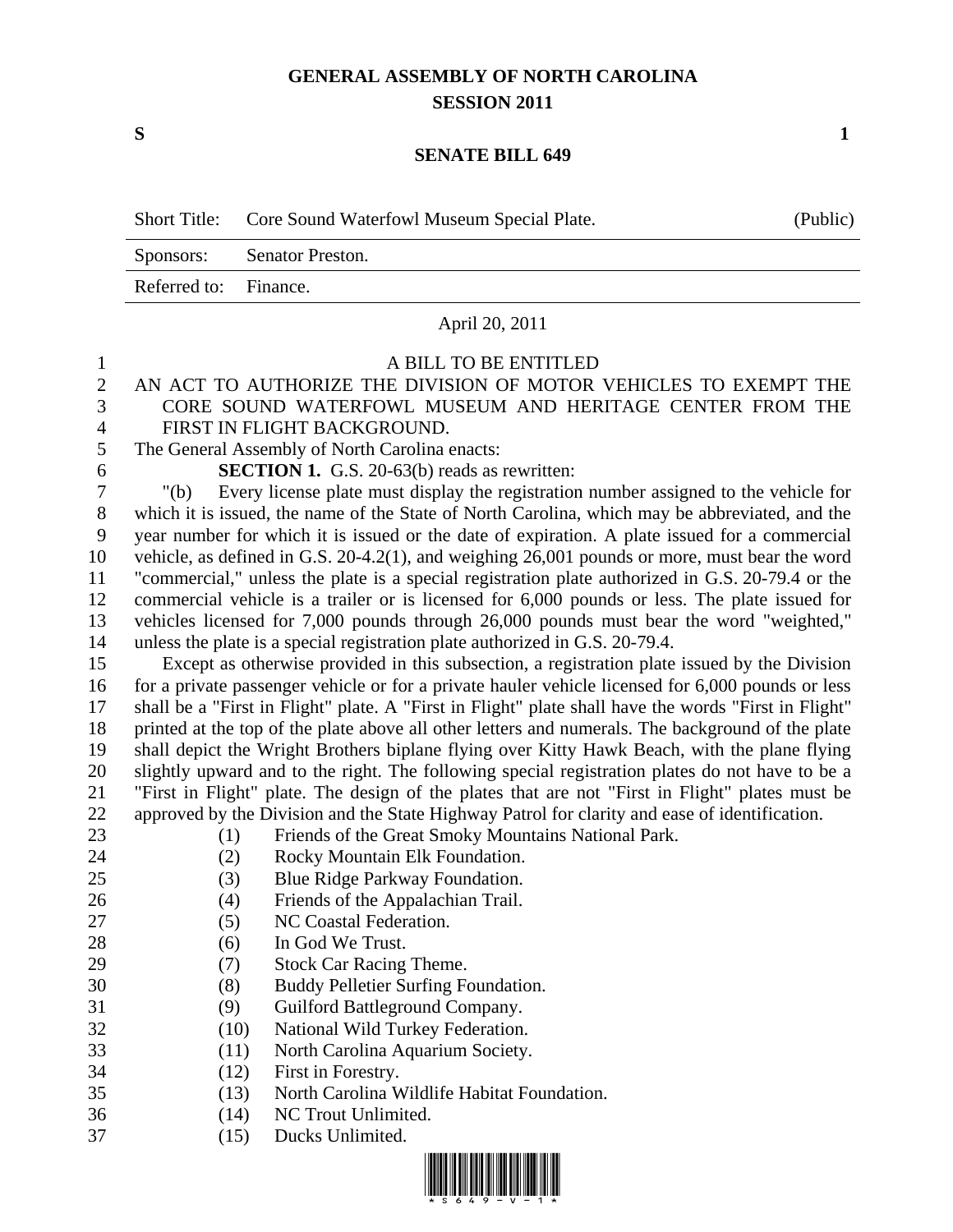# GENERAL ASSEMBLY OF NORTH CAROLINA
## SESSION 2011

**S** **1**

## SENATE BILL 649

| Short Title: | Core Sound Waterfowl Museum Special Plate. | (Public) |
|---|---|---|
| Sponsors: | Senator Preston. | |
| Referred to: | Finance. | |

April 20, 2011

A BILL TO BE ENTITLED

AN ACT TO AUTHORIZE THE DIVISION OF MOTOR VEHICLES TO EXEMPT THE CORE SOUND WATERFOWL MUSEUM AND HERITAGE CENTER FROM THE FIRST IN FLIGHT BACKGROUND.

The General Assembly of North Carolina enacts:

**SECTION 1.** G.S. 20-63(b) reads as rewritten:

"(b) Every license plate must display the registration number assigned to the vehicle for which it is issued, the name of the State of North Carolina, which may be abbreviated, and the year number for which it is issued or the date of expiration. A plate issued for a commercial vehicle, as defined in G.S. 20-4.2(1), and weighing 26,001 pounds or more, must bear the word "commercial," unless the plate is a special registration plate authorized in G.S. 20-79.4 or the commercial vehicle is a trailer or is licensed for 6,000 pounds or less. The plate issued for vehicles licensed for 7,000 pounds through 26,000 pounds must bear the word "weighted," unless the plate is a special registration plate authorized in G.S. 20-79.4.

Except as otherwise provided in this subsection, a registration plate issued by the Division for a private passenger vehicle or for a private hauler vehicle licensed for 6,000 pounds or less shall be a "First in Flight" plate. A "First in Flight" plate shall have the words "First in Flight" printed at the top of the plate above all other letters and numerals. The background of the plate shall depict the Wright Brothers biplane flying over Kitty Hawk Beach, with the plane flying slightly upward and to the right. The following special registration plates do not have to be a "First in Flight" plate. The design of the plates that are not "First in Flight" plates must be approved by the Division and the State Highway Patrol for clarity and ease of identification.

(1) Friends of the Great Smoky Mountains National Park.
(2) Rocky Mountain Elk Foundation.
(3) Blue Ridge Parkway Foundation.
(4) Friends of the Appalachian Trail.
(5) NC Coastal Federation.
(6) In God We Trust.
(7) Stock Car Racing Theme.
(8) Buddy Pelletier Surfing Foundation.
(9) Guilford Battleground Company.
(10) National Wild Turkey Federation.
(11) North Carolina Aquarium Society.
(12) First in Forestry.
(13) North Carolina Wildlife Habitat Foundation.
(14) NC Trout Unlimited.
(15) Ducks Unlimited.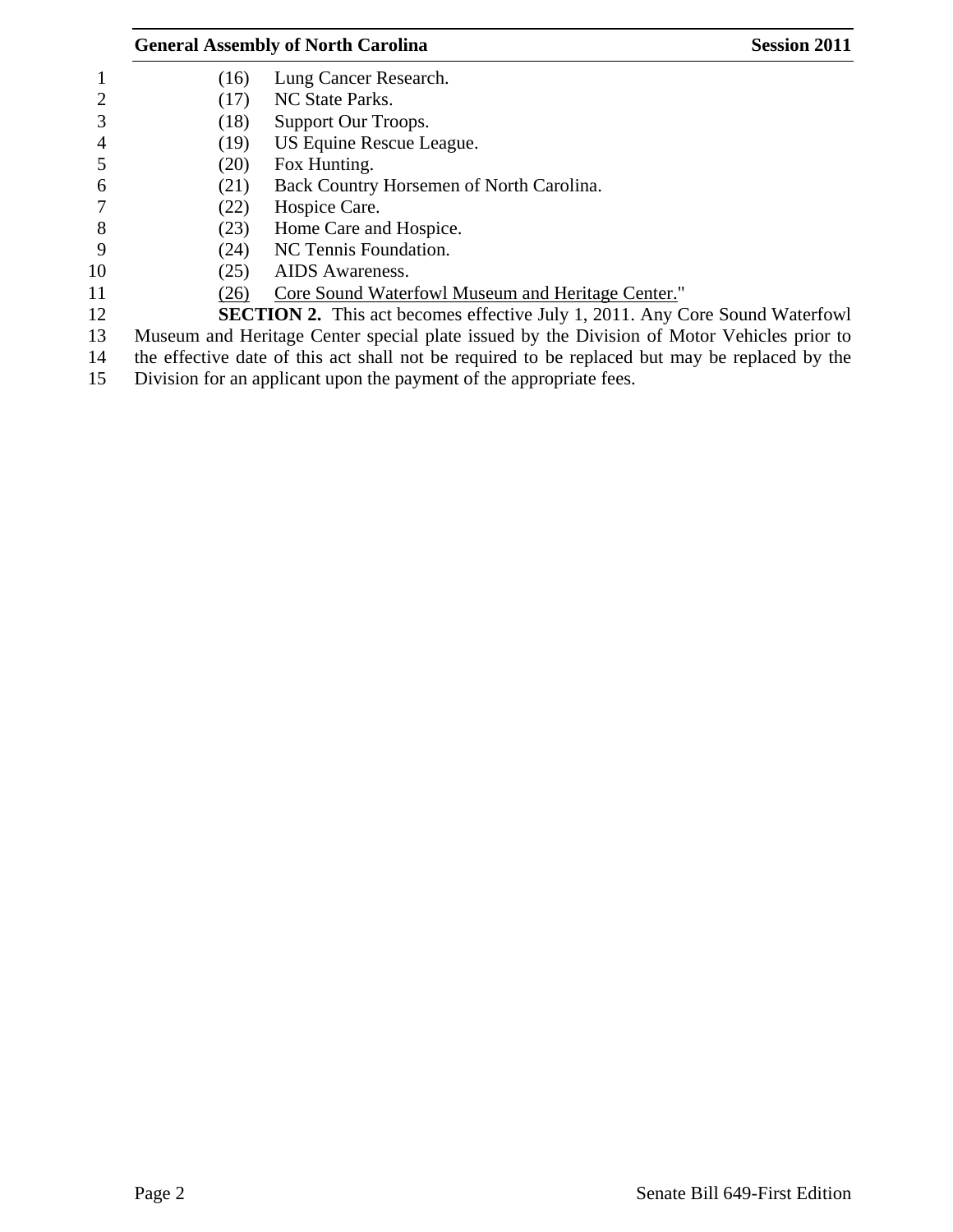(16) Lung Cancer Research.
(17) NC State Parks.
(18) Support Our Troops.
(19) US Equine Rescue League.
(20) Fox Hunting.
(21) Back Country Horsemen of North Carolina.
(22) Hospice Care.
(23) Home Care and Hospice.
(24) NC Tennis Foundation.
(25) AIDS Awareness.
<u>(26)</u> <u>Core Sound Waterfowl Museum and Heritage Center.</u>"

**SECTION 2.** This act becomes effective July 1, 2011. Any Core Sound Waterfowl Museum and Heritage Center special plate issued by the Division of Motor Vehicles prior to the effective date of this act shall not be required to be replaced but may be replaced by the Division for an applicant upon the payment of the appropriate fees.